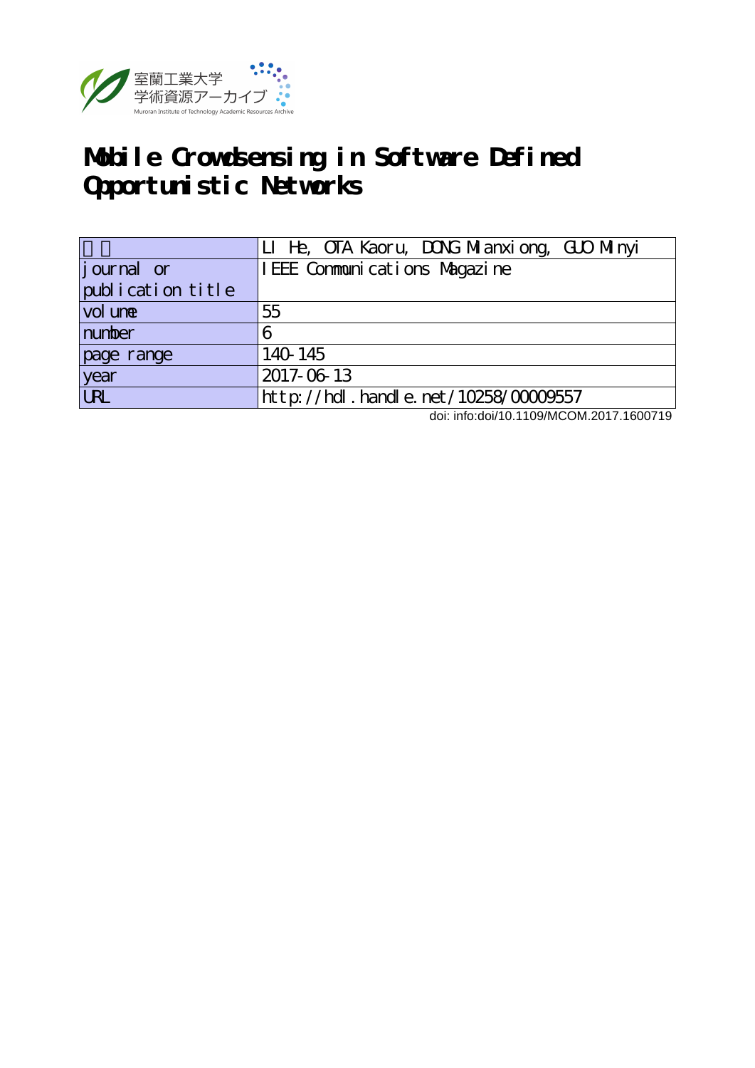室蘭工業大学
学術資源アーカイブ
Muroran Institute of Technology Academic Resources Archive

# Mobile Crowdsensing in Software Defined Opportunistic Networks

| 著者 | LI He, OTA Kaoru, DONG Mianxiong, GUO Minyi |
|---|---|
| journal or publication title | IEEE Communications Magazine |
| volume | 55 |
| number | 6 |
| page range | 140-145 |
| year | 2017-06-13 |
| URL | http://hdl.handle.net/10258/00009557 |

doi: info:doi/10.1109/MCOM.2017.1600719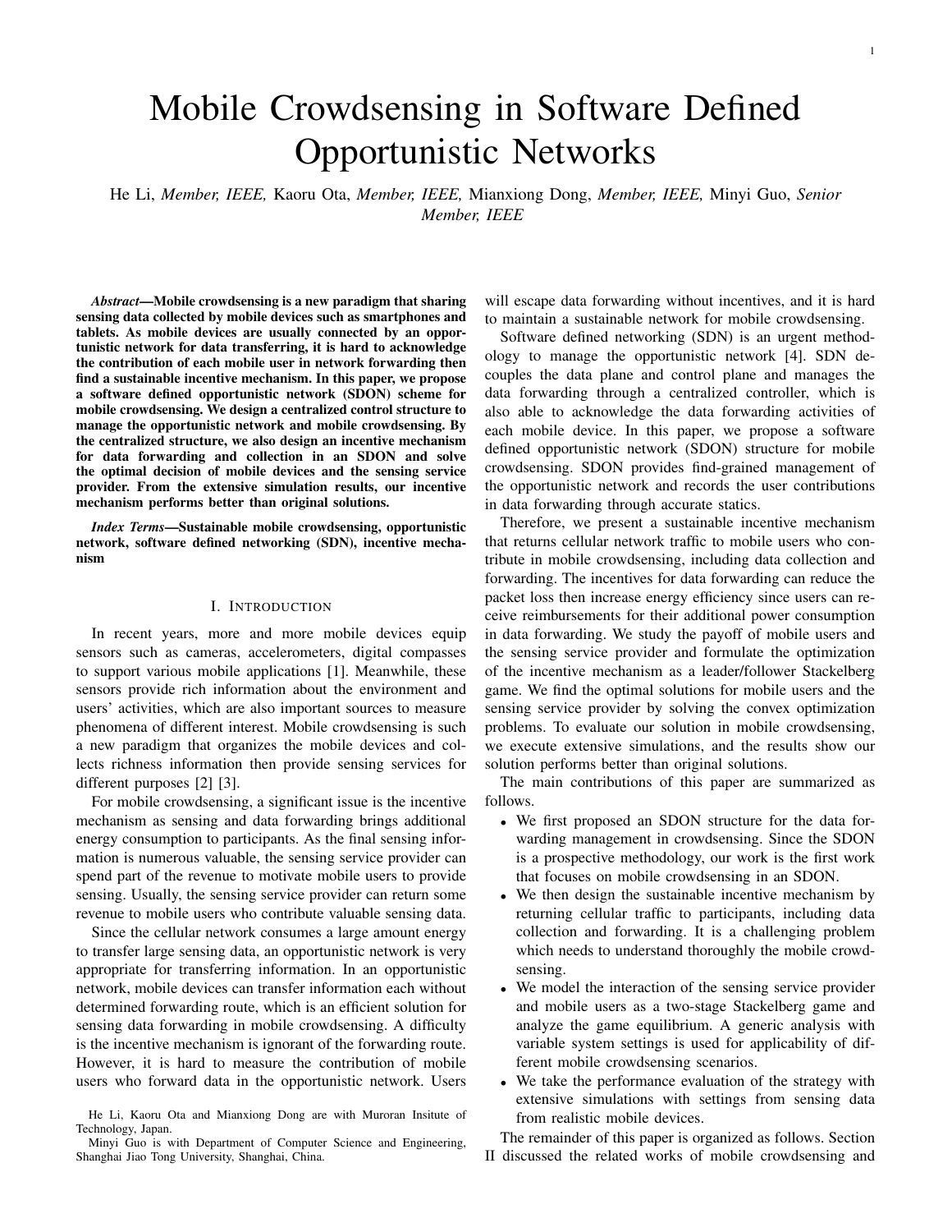# Mobile Crowdsensing in Software Defined Opportunistic Networks

He Li, *Member, IEEE,* Kaoru Ota, *Member, IEEE,* Mianxiong Dong, *Member, IEEE,* Minyi Guo, *Senior Member, IEEE*

***Abstract*—Mobile crowdsensing is a new paradigm that sharing sensing data collected by mobile devices such as smartphones and tablets. As mobile devices are usually connected by an opportunistic network for data transferring, it is hard to acknowledge the contribution of each mobile user in network forwarding then find a sustainable incentive mechanism. In this paper, we propose a software defined opportunistic network (SDON) scheme for mobile crowdsensing. We design a centralized control structure to manage the opportunistic network and mobile crowdsensing. By the centralized structure, we also design an incentive mechanism for data forwarding and collection in an SDON and solve the optimal decision of mobile devices and the sensing service provider. From the extensive simulation results, our incentive mechanism performs better than original solutions.**

***Index Terms*—Sustainable mobile crowdsensing, opportunistic network, software defined networking (SDN), incentive mechanism**

## I. Introduction

In recent years, more and more mobile devices equip sensors such as cameras, accelerometers, digital compasses to support various mobile applications [1]. Meanwhile, these sensors provide rich information about the environment and users' activities, which are also important sources to measure phenomena of different interest. Mobile crowdsensing is such a new paradigm that organizes the mobile devices and collects richness information then provide sensing services for different purposes [2] [3].

For mobile crowdsensing, a significant issue is the incentive mechanism as sensing and data forwarding brings additional energy consumption to participants. As the final sensing information is numerous valuable, the sensing service provider can spend part of the revenue to motivate mobile users to provide sensing. Usually, the sensing service provider can return some revenue to mobile users who contribute valuable sensing data.

Since the cellular network consumes a large amount energy to transfer large sensing data, an opportunistic network is very appropriate for transferring information. In an opportunistic network, mobile devices can transfer information each without determined forwarding route, which is an efficient solution for sensing data forwarding in mobile crowdsensing. A difficulty is the incentive mechanism is ignorant of the forwarding route. However, it is hard to measure the contribution of mobile users who forward data in the opportunistic network. Users will escape data forwarding without incentives, and it is hard to maintain a sustainable network for mobile crowdsensing.

Software defined networking (SDN) is an urgent methodology to manage the opportunistic network [4]. SDN decouples the data plane and control plane and manages the data forwarding through a centralized controller, which is also able to acknowledge the data forwarding activities of each mobile device. In this paper, we propose a software defined opportunistic network (SDON) structure for mobile crowdsensing. SDON provides find-grained management of the opportunistic network and records the user contributions in data forwarding through accurate statics.

Therefore, we present a sustainable incentive mechanism that returns cellular network traffic to mobile users who contribute in mobile crowdsensing, including data collection and forwarding. The incentives for data forwarding can reduce the packet loss then increase energy efficiency since users can receive reimbursements for their additional power consumption in data forwarding. We study the payoff of mobile users and the sensing service provider and formulate the optimization of the incentive mechanism as a leader/follower Stackelberg game. We find the optimal solutions for mobile users and the sensing service provider by solving the convex optimization problems. To evaluate our solution in mobile crowdsensing, we execute extensive simulations, and the results show our solution performs better than original solutions.

The main contributions of this paper are summarized as follows.

- We first proposed an SDON structure for the data forwarding management in crowdsensing. Since the SDON is a prospective methodology, our work is the first work that focuses on mobile crowdsensing in an SDON.
- We then design the sustainable incentive mechanism by returning cellular traffic to participants, including data collection and forwarding. It is a challenging problem which needs to understand thoroughly the mobile crowdsensing.
- We model the interaction of the sensing service provider and mobile users as a two-stage Stackelberg game and analyze the game equilibrium. A generic analysis with variable system settings is used for applicability of different mobile crowdsensing scenarios.
- We take the performance evaluation of the strategy with extensive simulations with settings from sensing data from realistic mobile devices.

The remainder of this paper is organized as follows. Section II discussed the related works of mobile crowdsensing and

He Li, Kaoru Ota and Mianxiong Dong are with Muroran Insitute of Technology, Japan.

Minyi Guo is with Department of Computer Science and Engineering, Shanghai Jiao Tong University, Shanghai, China.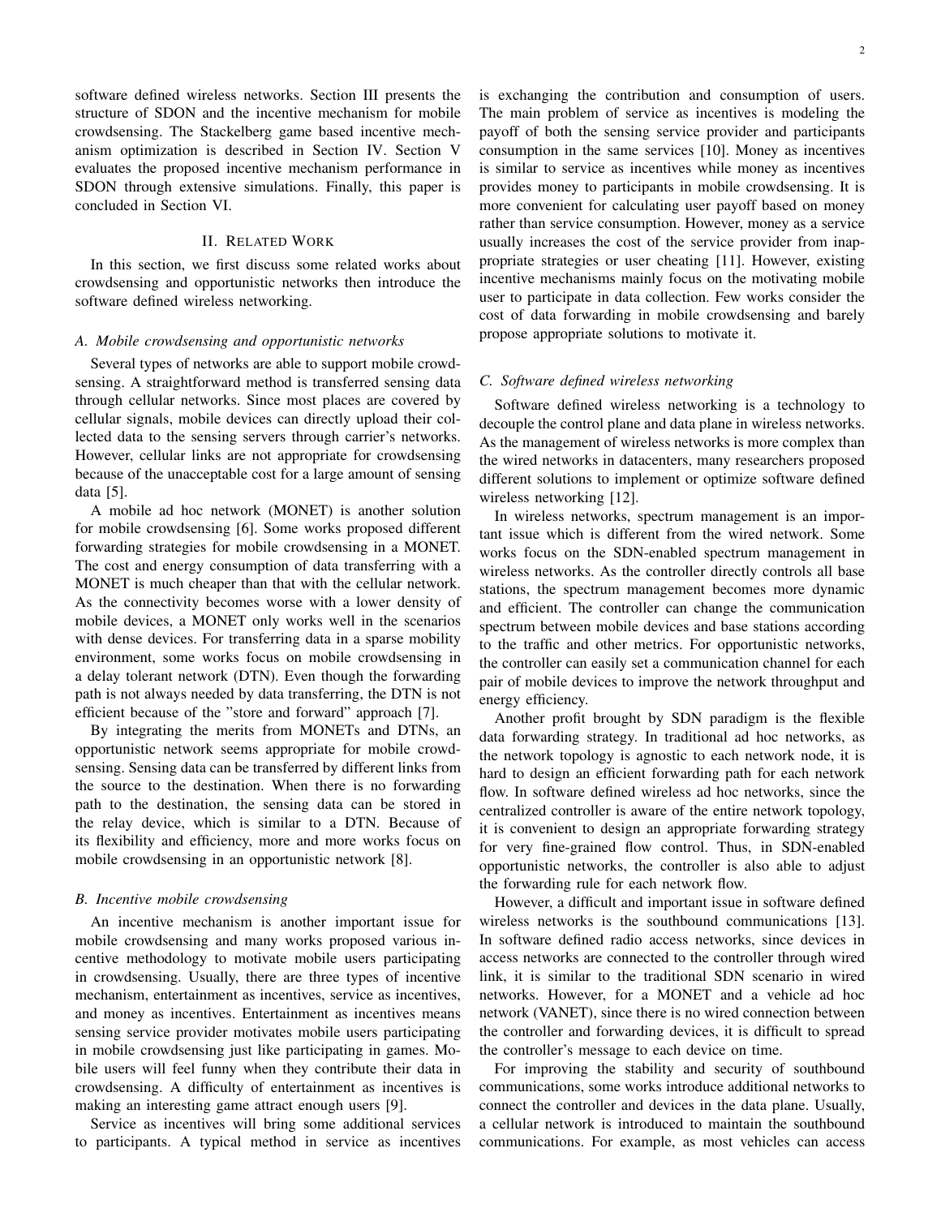software defined wireless networks. Section III presents the structure of SDON and the incentive mechanism for mobile crowdsensing. The Stackelberg game based incentive mechanism optimization is described in Section IV. Section V evaluates the proposed incentive mechanism performance in SDON through extensive simulations. Finally, this paper is concluded in Section VI.

## II. Related Work

In this section, we first discuss some related works about crowdsensing and opportunistic networks then introduce the software defined wireless networking.

### A. Mobile crowdsensing and opportunistic networks

Several types of networks are able to support mobile crowdsensing. A straightforward method is transferred sensing data through cellular networks. Since most places are covered by cellular signals, mobile devices can directly upload their collected data to the sensing servers through carrier's networks. However, cellular links are not appropriate for crowdsensing because of the unacceptable cost for a large amount of sensing data [5].

A mobile ad hoc network (MONET) is another solution for mobile crowdsensing [6]. Some works proposed different forwarding strategies for mobile crowdsensing in a MONET. The cost and energy consumption of data transferring with a MONET is much cheaper than that with the cellular network. As the connectivity becomes worse with a lower density of mobile devices, a MONET only works well in the scenarios with dense devices. For transferring data in a sparse mobility environment, some works focus on mobile crowdsensing in a delay tolerant network (DTN). Even though the forwarding path is not always needed by data transferring, the DTN is not efficient because of the "store and forward" approach [7].

By integrating the merits from MONETs and DTNs, an opportunistic network seems appropriate for mobile crowdsensing. Sensing data can be transferred by different links from the source to the destination. When there is no forwarding path to the destination, the sensing data can be stored in the relay device, which is similar to a DTN. Because of its flexibility and efficiency, more and more works focus on mobile crowdsensing in an opportunistic network [8].

### B. Incentive mobile crowdsensing

An incentive mechanism is another important issue for mobile crowdsensing and many works proposed various incentive methodology to motivate mobile users participating in crowdsensing. Usually, there are three types of incentive mechanism, entertainment as incentives, service as incentives, and money as incentives. Entertainment as incentives means sensing service provider motivates mobile users participating in mobile crowdsensing just like participating in games. Mobile users will feel funny when they contribute their data in crowdsensing. A difficulty of entertainment as incentives is making an interesting game attract enough users [9].

Service as incentives will bring some additional services to participants. A typical method in service as incentives is exchanging the contribution and consumption of users. The main problem of service as incentives is modeling the payoff of both the sensing service provider and participants consumption in the same services [10]. Money as incentives is similar to service as incentives while money as incentives provides money to participants in mobile crowdsensing. It is more convenient for calculating user payoff based on money rather than service consumption. However, money as a service usually increases the cost of the service provider from inappropriate strategies or user cheating [11]. However, existing incentive mechanisms mainly focus on the motivating mobile user to participate in data collection. Few works consider the cost of data forwarding in mobile crowdsensing and barely propose appropriate solutions to motivate it.

### C. Software defined wireless networking

Software defined wireless networking is a technology to decouple the control plane and data plane in wireless networks. As the management of wireless networks is more complex than the wired networks in datacenters, many researchers proposed different solutions to implement or optimize software defined wireless networking [12].

In wireless networks, spectrum management is an important issue which is different from the wired network. Some works focus on the SDN-enabled spectrum management in wireless networks. As the controller directly controls all base stations, the spectrum management becomes more dynamic and efficient. The controller can change the communication spectrum between mobile devices and base stations according to the traffic and other metrics. For opportunistic networks, the controller can easily set a communication channel for each pair of mobile devices to improve the network throughput and energy efficiency.

Another profit brought by SDN paradigm is the flexible data forwarding strategy. In traditional ad hoc networks, as the network topology is agnostic to each network node, it is hard to design an efficient forwarding path for each network flow. In software defined wireless ad hoc networks, since the centralized controller is aware of the entire network topology, it is convenient to design an appropriate forwarding strategy for very fine-grained flow control. Thus, in SDN-enabled opportunistic networks, the controller is also able to adjust the forwarding rule for each network flow.

However, a difficult and important issue in software defined wireless networks is the southbound communications [13]. In software defined radio access networks, since devices in access networks are connected to the controller through wired link, it is similar to the traditional SDN scenario in wired networks. However, for a MONET and a vehicle ad hoc network (VANET), since there is no wired connection between the controller and forwarding devices, it is difficult to spread the controller's message to each device on time.

For improving the stability and security of southbound communications, some works introduce additional networks to connect the controller and devices in the data plane. Usually, a cellular network is introduced to maintain the southbound communications. For example, as most vehicles can access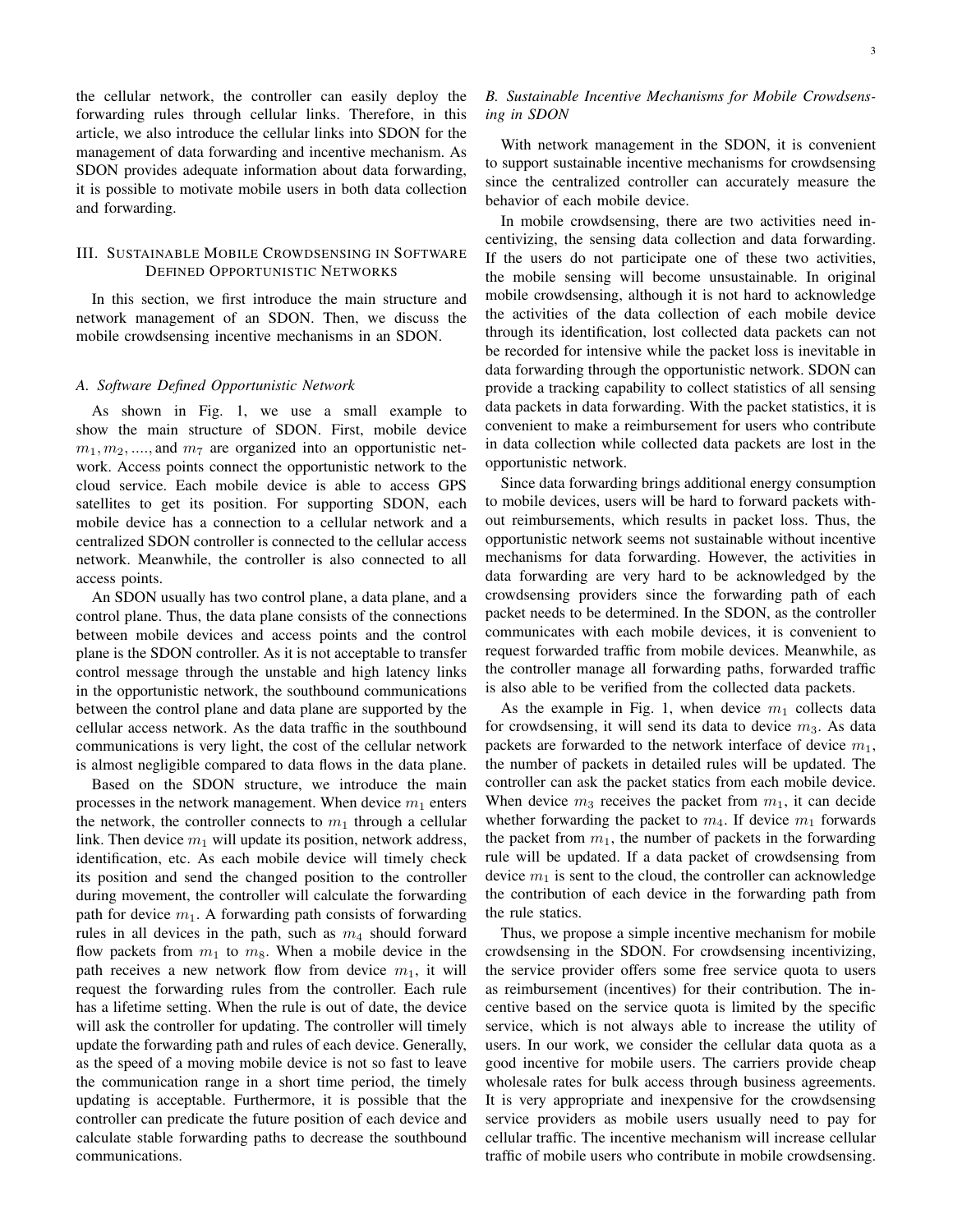the cellular network, the controller can easily deploy the forwarding rules through cellular links. Therefore, in this article, we also introduce the cellular links into SDON for the management of data forwarding and incentive mechanism. As SDON provides adequate information about data forwarding, it is possible to motivate mobile users in both data collection and forwarding.

## III. Sustainable Mobile Crowdsensing in Software Defined Opportunistic Networks

In this section, we first introduce the main structure and network management of an SDON. Then, we discuss the mobile crowdsensing incentive mechanisms in an SDON.

### *A. Software Defined Opportunistic Network*

As shown in Fig. 1, we use a small example to show the main structure of SDON. First, mobile device $m_1, m_2, ...., $ and $m_7$ are organized into an opportunistic network. Access points connect the opportunistic network to the cloud service. Each mobile device is able to access GPS satellites to get its position. For supporting SDON, each mobile device has a connection to a cellular network and a centralized SDON controller is connected to the cellular access network. Meanwhile, the controller is also connected to all access points.

An SDON usually has two control plane, a data plane, and a control plane. Thus, the data plane consists of the connections between mobile devices and access points and the control plane is the SDON controller. As it is not acceptable to transfer control message through the unstable and high latency links in the opportunistic network, the southbound communications between the control plane and data plane are supported by the cellular access network. As the data traffic in the southbound communications is very light, the cost of the cellular network is almost negligible compared to data flows in the data plane.

Based on the SDON structure, we introduce the main processes in the network management. When device $m_1$ enters the network, the controller connects to $m_1$ through a cellular link. Then device $m_1$ will update its position, network address, identification, etc. As each mobile device will timely check its position and send the changed position to the controller during movement, the controller will calculate the forwarding path for device $m_1$. A forwarding path consists of forwarding rules in all devices in the path, such as $m_4$ should forward flow packets from $m_1$ to $m_8$. When a mobile device in the path receives a new network flow from device $m_1$, it will request the forwarding rules from the controller. Each rule has a lifetime setting. When the rule is out of date, the device will ask the controller for updating. The controller will timely update the forwarding path and rules of each device. Generally, as the speed of a moving mobile device is not so fast to leave the communication range in a short time period, the timely updating is acceptable. Furthermore, it is possible that the controller can predicate the future position of each device and calculate stable forwarding paths to decrease the southbound communications.

### *B. Sustainable Incentive Mechanisms for Mobile Crowdsensing in SDON*

With network management in the SDON, it is convenient to support sustainable incentive mechanisms for crowdsensing since the centralized controller can accurately measure the behavior of each mobile device.

In mobile crowdsensing, there are two activities need incentivizing, the sensing data collection and data forwarding. If the users do not participate one of these two activities, the mobile sensing will become unsustainable. In original mobile crowdsensing, although it is not hard to acknowledge the activities of the data collection of each mobile device through its identification, lost collected data packets can not be recorded for intensive while the packet loss is inevitable in data forwarding through the opportunistic network. SDON can provide a tracking capability to collect statistics of all sensing data packets in data forwarding. With the packet statistics, it is convenient to make a reimbursement for users who contribute in data collection while collected data packets are lost in the opportunistic network.

Since data forwarding brings additional energy consumption to mobile devices, users will be hard to forward packets without reimbursements, which results in packet loss. Thus, the opportunistic network seems not sustainable without incentive mechanisms for data forwarding. However, the activities in data forwarding are very hard to be acknowledged by the crowdsensing providers since the forwarding path of each packet needs to be determined. In the SDON, as the controller communicates with each mobile devices, it is convenient to request forwarded traffic from mobile devices. Meanwhile, as the controller manage all forwarding paths, forwarded traffic is also able to be verified from the collected data packets.

As the example in Fig. 1, when device $m_1$ collects data for crowdsensing, it will send its data to device $m_3$. As data packets are forwarded to the network interface of device $m_1$, the number of packets in detailed rules will be updated. The controller can ask the packet statics from each mobile device. When device $m_3$ receives the packet from $m_1$, it can decide whether forwarding the packet to $m_4$. If device $m_1$ forwards the packet from $m_1$, the number of packets in the forwarding rule will be updated. If a data packet of crowdsensing from device $m_1$ is sent to the cloud, the controller can acknowledge the contribution of each device in the forwarding path from the rule statics.

Thus, we propose a simple incentive mechanism for mobile crowdsensing in the SDON. For crowdsensing incentivizing, the service provider offers some free service quota to users as reimbursement (incentives) for their contribution. The incentive based on the service quota is limited by the specific service, which is not always able to increase the utility of users. In our work, we consider the cellular data quota as a good incentive for mobile users. The carriers provide cheap wholesale rates for bulk access through business agreements. It is very appropriate and inexpensive for the crowdsensing service providers as mobile users usually need to pay for cellular traffic. The incentive mechanism will increase cellular traffic of mobile users who contribute in mobile crowdsensing.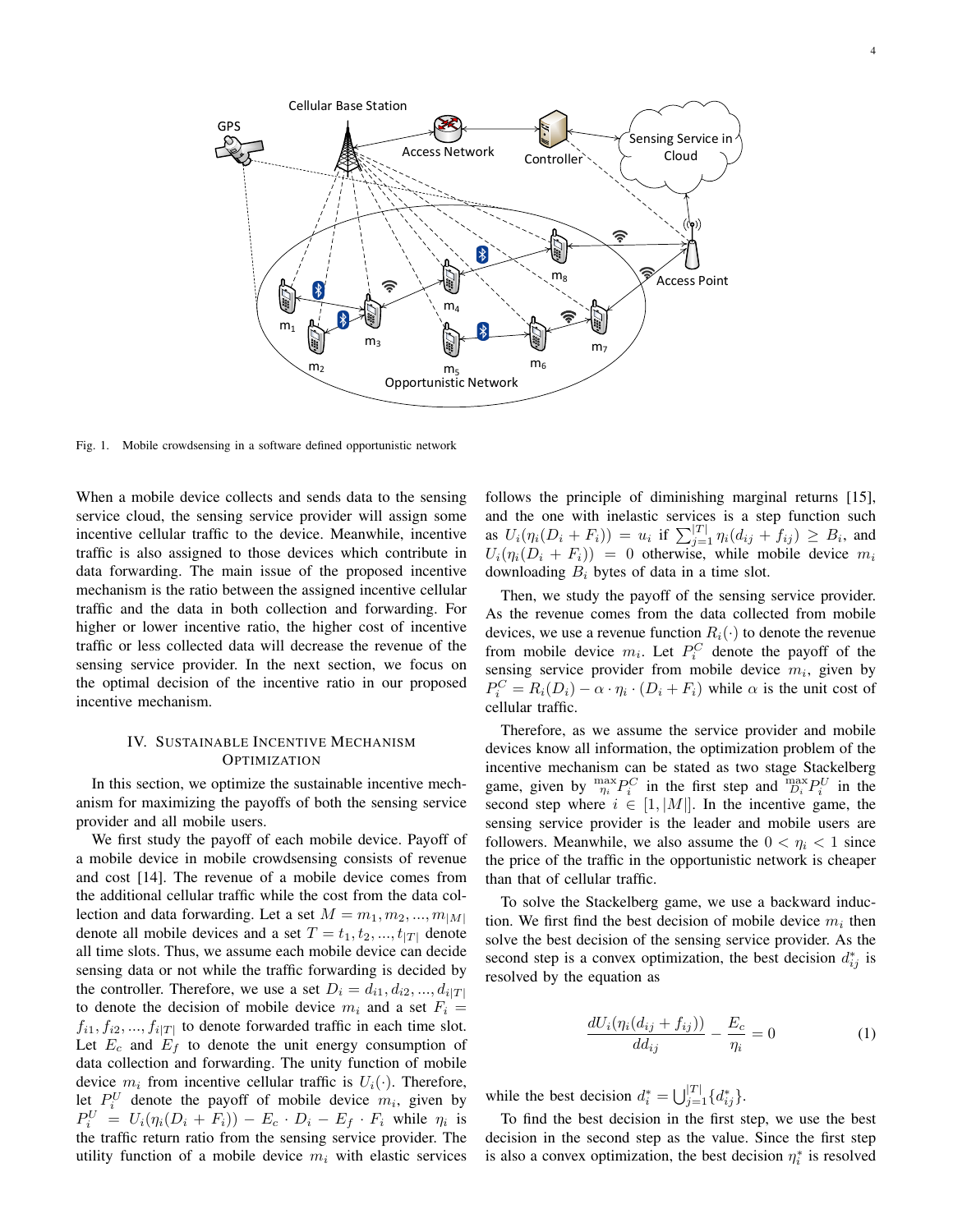Fig. 1. Mobile crowdsensing in a software defined opportunistic network

When a mobile device collects and sends data to the sensing service cloud, the sensing service provider will assign some incentive cellular traffic to the device. Meanwhile, incentive traffic is also assigned to those devices which contribute in data forwarding. The main issue of the proposed incentive mechanism is the ratio between the assigned incentive cellular traffic and the data in both collection and forwarding. For higher or lower incentive ratio, the higher cost of incentive traffic or less collected data will decrease the revenue of the sensing service provider. In the next section, we focus on the optimal decision of the incentive ratio in our proposed incentive mechanism.

## IV. Sustainable Incentive Mechanism Optimization

In this section, we optimize the sustainable incentive mechanism for maximizing the payoffs of both the sensing service provider and all mobile users.

We first study the payoff of each mobile device. Payoff of a mobile device in mobile crowdsensing consists of revenue and cost [14]. The revenue of a mobile device comes from the additional cellular traffic while the cost from the data collection and data forwarding. Let a set $M = m_1, m_2, ..., m_{|M|}$ denote all mobile devices and a set $T = t_1, t_2, ..., t_{|T|}$ denote all time slots. Thus, we assume each mobile device can decide sensing data or not while the traffic forwarding is decided by the controller. Therefore, we use a set $D_i = d_{i1}, d_{i2}, ..., d_{i|T|}$ to denote the decision of mobile device $m_i$ and a set $F_i = f_{i1}, f_{i2}, ..., f_{i|T|}$ to denote forwarded traffic in each time slot. Let $E_c$ and $E_f$ to denote the unit energy consumption of data collection and forwarding. The unity function of mobile device $m_i$ from incentive cellular traffic is $U_i(\cdot)$. Therefore, let $P_i^U$ denote the payoff of mobile device $m_i$, given by $P_i^U = U_i(\eta_i(D_i + F_i)) - E_c \cdot D_i - E_f \cdot F_i$ while $\eta_i$ is the traffic return ratio from the sensing service provider. The utility function of a mobile device $m_i$ with elastic services follows the principle of diminishing marginal returns [15], and the one with inelastic services is a step function such as $U_i(\eta_i(D_i + F_i)) = u_i$ if $\sum_{j=1}^{|T|} \eta_i(d_{ij} + f_{ij}) \geq B_i$, and $U_i(\eta_i(D_i + F_i)) = 0$ otherwise, while mobile device $m_i$ downloading $B_i$ bytes of data in a time slot.

Then, we study the payoff of the sensing service provider. As the revenue comes from the data collected from mobile devices, we use a revenue function $R_i(\cdot)$ to denote the revenue from mobile device $m_i$. Let $P_i^C$ denote the payoff of the sensing service provider from mobile device $m_i$, given by $P_i^C = R_i(D_i) - \alpha \cdot \eta_i \cdot (D_i + F_i)$ while $\alpha$ is the unit cost of cellular traffic.

Therefore, as we assume the service provider and mobile devices know all information, the optimization problem of the incentive mechanism can be stated as two stage Stackelberg game, given by $\overset{\max}{\eta_i} P_i^C$ in the first step and $\overset{\max}{D_i} P_i^U$ in the second step where $i \in [1, |M|]$. In the incentive game, the sensing service provider is the leader and mobile users are followers. Meanwhile, we also assume the $0 < \eta_i < 1$ since the price of the traffic in the opportunistic network is cheaper than that of cellular traffic.

To solve the Stackelberg game, we use a backward induction. We first find the best decision of mobile device $m_i$ then solve the best decision of the sensing service provider. As the second step is a convex optimization, the best decision $d_{ij}^*$ is resolved by the equation as

$$\frac{dU_i(\eta_i(d_{ij} + f_{ij}))}{dd_{ij}} - \frac{E_c}{\eta_i} = 0 \tag{1}$$

while the best decision $d_i^* = \bigcup_{j=1}^{|T|}\{d_{ij}^*\}$.

To find the best decision in the first step, we use the best decision in the second step as the value. Since the first step is also a convex optimization, the best decision $\eta_i^*$ is resolved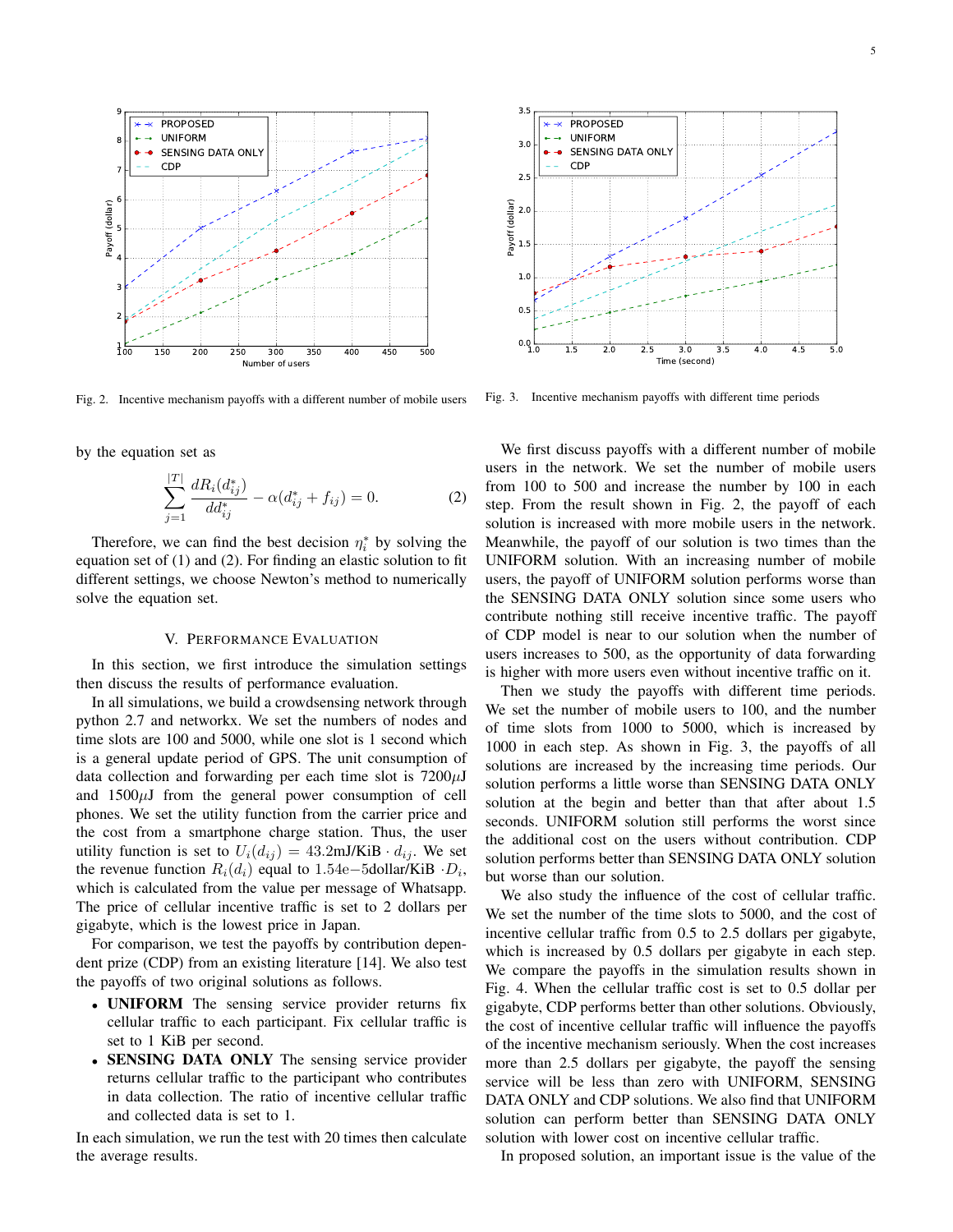Fig. 2. Incentive mechanism payoffs with a different number of mobile users

Fig. 3. Incentive mechanism payoffs with different time periods

by the equation set as

$$\sum_{j=1}^{|T|} \frac{dR_i(d_{ij}^*)}{dd_{ij}^*} - \alpha(d_{ij}^* + f_{ij}) = 0. \tag{2}$$

Therefore, we can find the best decision $\eta_i^*$ by solving the equation set of (1) and (2). For finding an elastic solution to fit different settings, we choose Newton's method to numerically solve the equation set.

## V. Performance Evaluation

In this section, we first introduce the simulation settings then discuss the results of performance evaluation.

In all simulations, we build a crowdsensing network through python 2.7 and networkx. We set the numbers of nodes and time slots are 100 and 5000, while one slot is 1 second which is a general update period of GPS. The unit consumption of data collection and forwarding per each time slot is $7200\mu$J and $1500\mu$J from the general power consumption of cell phones. We set the utility function from the carrier price and the cost from a smartphone charge station. Thus, the user utility function is set to $U_i(d_{ij}) = 43.2\text{mJ/KiB} \cdot d_{ij}$. We set the revenue function $R_i(d_i)$ equal to $1.54\text{e}{-5}\text{dollar/KiB} \cdot D_i$, which is calculated from the value per message of Whatsapp. The price of cellular incentive traffic is set to 2 dollars per gigabyte, which is the lowest price in Japan.

For comparison, we test the payoffs by contribution dependent prize (CDP) from an existing literature [14]. We also test the payoffs of two original solutions as follows.

- **UNIFORM** The sensing service provider returns fix cellular traffic to each participant. Fix cellular traffic is set to 1 KiB per second.
- **SENSING DATA ONLY** The sensing service provider returns cellular traffic to the participant who contributes in data collection. The ratio of incentive cellular traffic and collected data is set to 1.

In each simulation, we run the test with 20 times then calculate the average results.

We first discuss payoffs with a different number of mobile users in the network. We set the number of mobile users from 100 to 500 and increase the number by 100 in each step. From the result shown in Fig. 2, the payoff of each solution is increased with more mobile users in the network. Meanwhile, the payoff of our solution is two times than the UNIFORM solution. With an increasing number of mobile users, the payoff of UNIFORM solution performs worse than the SENSING DATA ONLY solution since some users who contribute nothing still receive incentive traffic. The payoff of CDP model is near to our solution when the number of users increases to 500, as the opportunity of data forwarding is higher with more users even without incentive traffic on it.

Then we study the payoffs with different time periods. We set the number of mobile users to 100, and the number of time slots from 1000 to 5000, which is increased by 1000 in each step. As shown in Fig. 3, the payoffs of all solutions are increased by the increasing time periods. Our solution performs a little worse than SENSING DATA ONLY solution at the begin and better than that after about 1.5 seconds. UNIFORM solution still performs the worst since the additional cost on the users without contribution. CDP solution performs better than SENSING DATA ONLY solution but worse than our solution.

We also study the influence of the cost of cellular traffic. We set the number of the time slots to 5000, and the cost of incentive cellular traffic from 0.5 to 2.5 dollars per gigabyte, which is increased by 0.5 dollars per gigabyte in each step. We compare the payoffs in the simulation results shown in Fig. 4. When the cellular traffic cost is set to 0.5 dollar per gigabyte, CDP performs better than other solutions. Obviously, the cost of incentive cellular traffic will influence the payoffs of the incentive mechanism seriously. When the cost increases more than 2.5 dollars per gigabyte, the payoff of the sensing service will be less than zero with UNIFORM, SENSING DATA ONLY and CDP solutions. We also find that UNIFORM solution can perform better than SENSING DATA ONLY solution with lower cost on incentive cellular traffic.

In proposed solution, an important issue is the value of the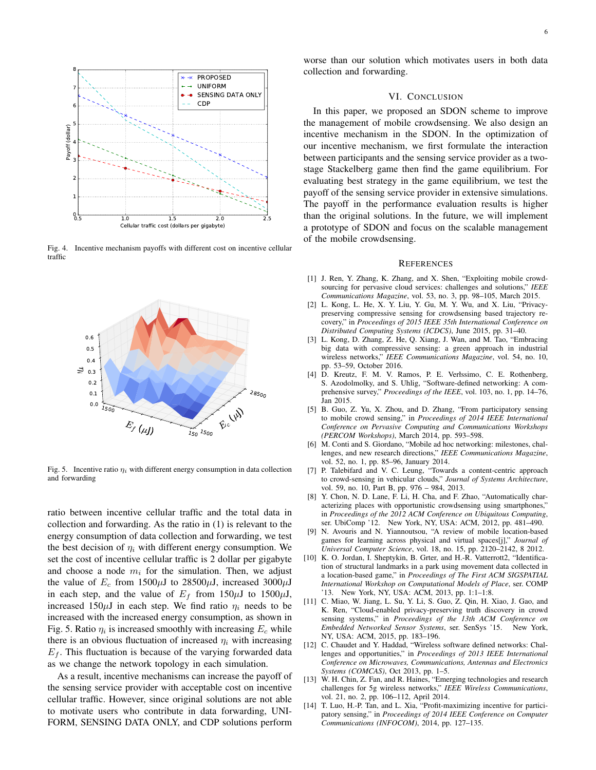Fig. 4. Incentive mechanism payoffs with different cost on incentive cellular traffic

Fig. 5. Incentive ratio $\eta_i$ with different energy consumption in data collection and forwarding

ratio between incentive cellular traffic and the total data in collection and forwarding. As the ratio in (1) is relevant to the energy consumption of data collection and forwarding, we test the best decision of $\eta_i$ with different energy consumption. We set the cost of incentive cellular traffic is 2 dollar per gigabyte and choose a node $m_i$ for the simulation. Then, we adjust the value of $E_c$ from 1500$\mu$J to 28500$\mu$J, increased 3000$\mu$J in each step, and the value of $E_f$ from 150$\mu$J to 1500$\mu$J, increased 150$\mu$J in each step. We find ratio $\eta_i$ needs to be increased with the increased energy consumption, as shown in Fig. 5. Ratio $\eta_i$ is increased smoothly with increasing $E_c$ while there is an obvious fluctuation of increased $\eta_i$ with increasing $E_f$. This fluctuation is because of the varying forwarded data as we change the network topology in each simulation.

As a result, incentive mechanisms can increase the payoff of the sensing service provider with acceptable cost on incentive cellular traffic. However, since original solutions are not able to motivate users who contribute in data forwarding, UNIFORM, SENSING DATA ONLY, and CDP solutions perform worse than our solution which motivates users in both data collection and forwarding.

## VI. Conclusion

In this paper, we proposed an SDON scheme to improve the management of mobile crowdsensing. We also design an incentive mechanism in the SDON. In the optimization of our incentive mechanism, we first formulate the interaction between participants and the sensing service provider as a two-stage Stackelberg game then find the game equilibrium. For evaluating best strategy in the game equilibrium, we test the payoff of the sensing service provider in extensive simulations. The payoff in the performance evaluation results is higher than the original solutions. In the future, we will implement a prototype of SDON and focus on the scalable management of the mobile crowdsensing.

## References

[1] J. Ren, Y. Zhang, K. Zhang, and X. Shen, "Exploiting mobile crowdsourcing for pervasive cloud services: challenges and solutions," *IEEE Communications Magazine*, vol. 53, no. 3, pp. 98–105, March 2015.

[2] L. Kong, L. He, X. Y. Liu, Y. Gu, M. Y. Wu, and X. Liu, "Privacy-preserving compressive sensing for crowdsensing based trajectory recovery," in *Proceedings of 2015 IEEE 35th International Conference on Distributed Computing Systems (ICDCS)*, June 2015, pp. 31–40.

[3] L. Kong, D. Zhang, Z. He, Q. Xiang, J. Wan, and M. Tao, "Embracing big data with compressive sensing: a green approach in industrial wireless networks," *IEEE Communications Magazine*, vol. 54, no. 10, pp. 53–59, October 2016.

[4] D. Kreutz, F. M. V. Ramos, P. E. Verlssimo, C. E. Rothenberg, S. Azodolmolky, and S. Uhlig, "Software-defined networking: A comprehensive survey," *Proceedings of the IEEE*, vol. 103, no. 1, pp. 14–76, Jan 2015.

[5] B. Guo, Z. Yu, X. Zhou, and D. Zhang, "From participatory sensing to mobile crowd sensing," in *Proceedings of 2014 IEEE International Conference on Pervasive Computing and Communications Workshops (PERCOM Workshops)*, March 2014, pp. 593–598.

[6] M. Conti and S. Giordano, "Mobile ad hoc networking: milestones, challenges, and new research directions," *IEEE Communications Magazine*, vol. 52, no. 1, pp. 85–96, January 2014.

[7] P. Talebifard and V. C. Leung, "Towards a content-centric approach to crowd-sensing in vehicular clouds," *Journal of Systems Architecture*, vol. 59, no. 10, Part B, pp. 976 – 984, 2013.

[8] Y. Chon, N. D. Lane, F. Li, H. Cha, and F. Zhao, "Automatically characterizing places with opportunistic crowdsensing using smartphones," in *Proceedings of the 2012 ACM Conference on Ubiquitous Computing*, ser. UbiComp '12. New York, NY, USA: ACM, 2012, pp. 481–490.

[9] N. Avouris and N. Yiannoutsou, "A review of mobile location-based games for learning across physical and virtual spaces[j]," *Journal of Universal Computer Science*, vol. 18, no. 15, pp. 2120–2142, 8 2012.

[10] K. O. Jordan, I. Sheptykin, B. Grter, and H.-R. Vatterrott2, "Identification of structural landmarks in a park using movement data collected in a location-based game," in *Proceedings of The First ACM SIGSPATIAL International Workshop on Computational Models of Place*, ser. COMP '13. New York, NY, USA: ACM, 2013, pp. 1:1–1:8.

[11] C. Miao, W. Jiang, L. Su, Y. Li, S. Guo, Z. Qin, H. Xiao, J. Gao, and K. Ren, "Cloud-enabled privacy-preserving truth discovery in crowd sensing systems," in *Proceedings of the 13th ACM Conference on Embedded Networked Sensor Systems*, ser. SenSys '15. New York, NY, USA: ACM, 2015, pp. 183–196.

[12] C. Chaudet and Y. Haddad, "Wireless software defined networks: Challenges and opportunities," in *Proceedings of 2013 IEEE International Conference on Microwaves, Communications, Antennas and Electronics Systems (COMCAS)*, Oct 2013, pp. 1–5.

[13] W. H. Chin, Z. Fan, and R. Haines, "Emerging technologies and research challenges for 5g wireless networks," *IEEE Wireless Communications*, vol. 21, no. 2, pp. 106–112, April 2014.

[14] T. Luo, H.-P. Tan, and L. Xia, "Profit-maximizing incentive for participatory sensing," in *Proceedings of 2014 IEEE Conference on Computer Communications (INFOCOM)*, 2014, pp. 127–135.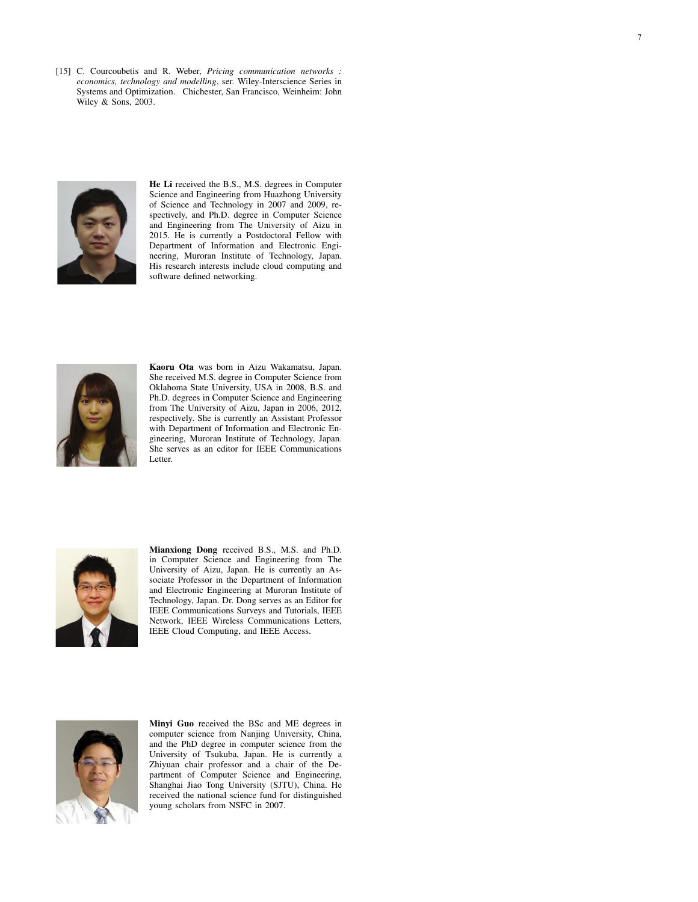[15] C. Courcoubetis and R. Weber, *Pricing communication networks : economics, technology and modelling*, ser. Wiley-Interscience Series in Systems and Optimization. Chichester, San Francisco, Weinheim: John Wiley & Sons, 2003.

**He Li** received the B.S., M.S. degrees in Computer Science and Engineering from Huazhong University of Science and Technology in 2007 and 2009, respectively, and Ph.D. degree in Computer Science and Engineering from The University of Aizu in 2015. He is currently a Postdoctoral Fellow with Department of Information and Electronic Engineering, Muroran Institute of Technology, Japan. His research interests include cloud computing and software defined networking.

**Kaoru Ota** was born in Aizu Wakamatsu, Japan. She received M.S. degree in Computer Science from Oklahoma State University, USA in 2008, B.S. and Ph.D. degrees in Computer Science and Engineering from The University of Aizu, Japan in 2006, 2012, respectively. She is currently an Assistant Professor with Department of Information and Electronic Engineering, Muroran Institute of Technology, Japan. She serves as an editor for IEEE Communications Letter.

**Mianxiong Dong** received B.S., M.S. and Ph.D. in Computer Science and Engineering from The University of Aizu, Japan. He is currently an Associate Professor in the Department of Information and Electronic Engineering at Muroran Institute of Technology, Japan. Dr. Dong serves as an Editor for IEEE Communications Surveys and Tutorials, IEEE Network, IEEE Wireless Communications Letters, IEEE Cloud Computing, and IEEE Access.

**Minyi Guo** received the BSc and ME degrees in computer science from Nanjing University, China, and the PhD degree in computer science from the University of Tsukuba, Japan. He is currently a Zhiyuan chair professor and a chair of the Department of Computer Science and Engineering, Shanghai Jiao Tong University (SJTU), China. He received the national science fund for distinguished young scholars from NSFC in 2007.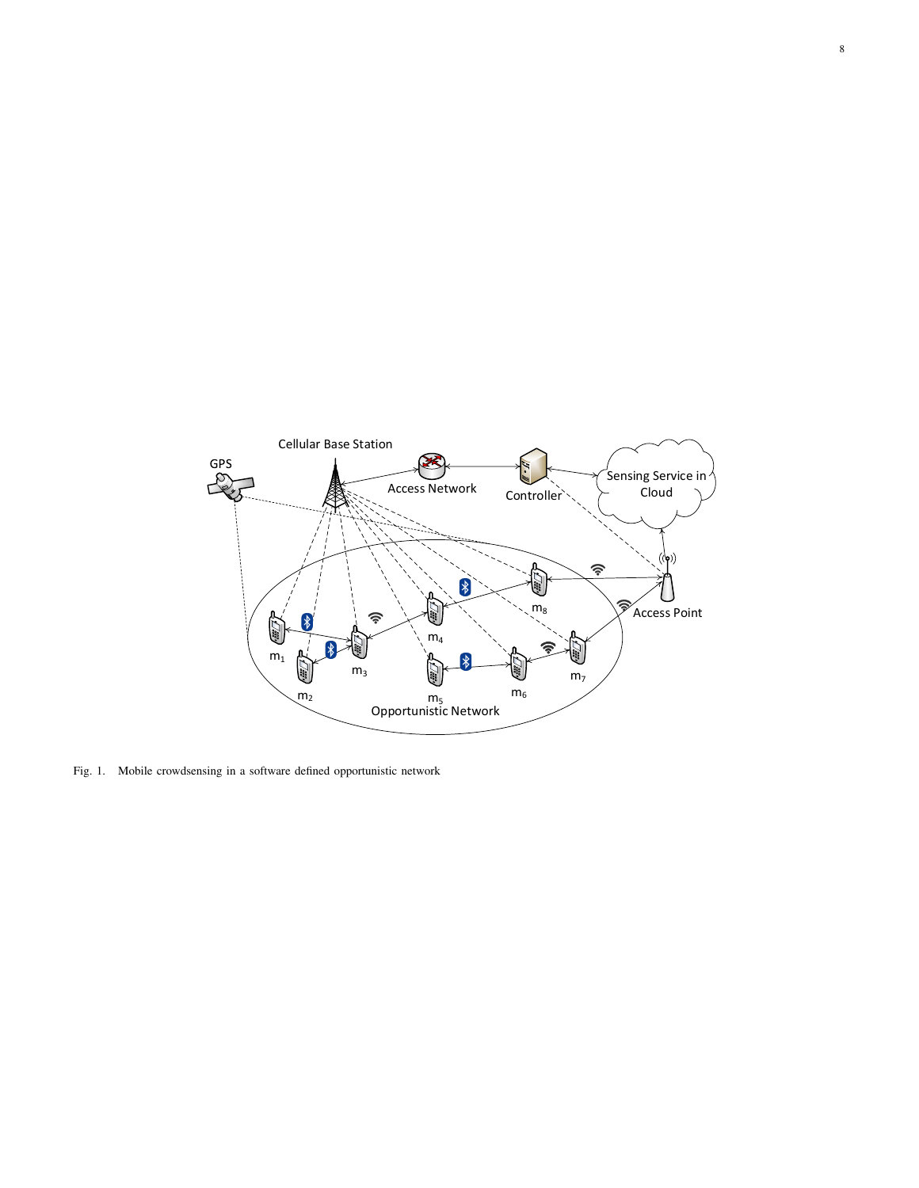Fig. 1. Mobile crowdsensing in a software defined opportunistic network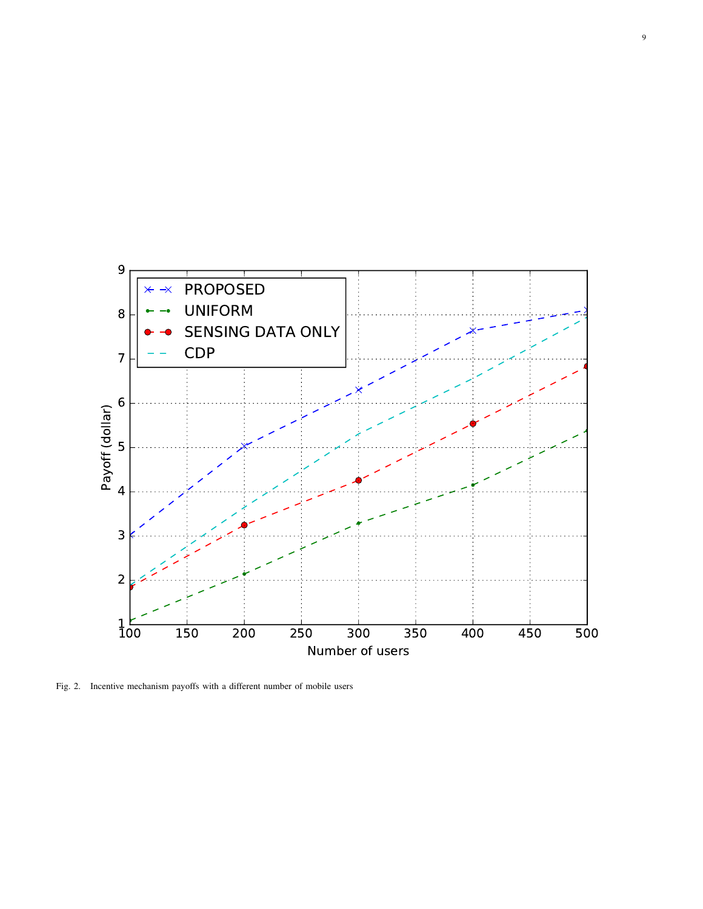Fig. 2. Incentive mechanism payoffs with a different number of mobile users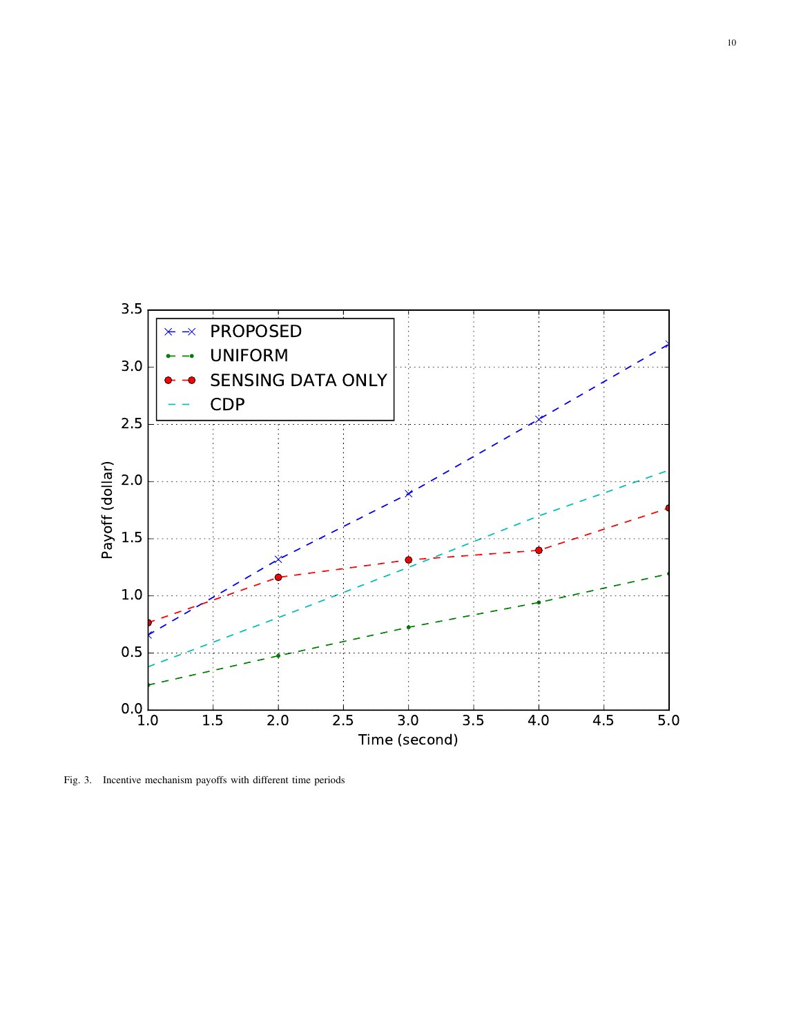Fig. 3. Incentive mechanism payoffs with different time periods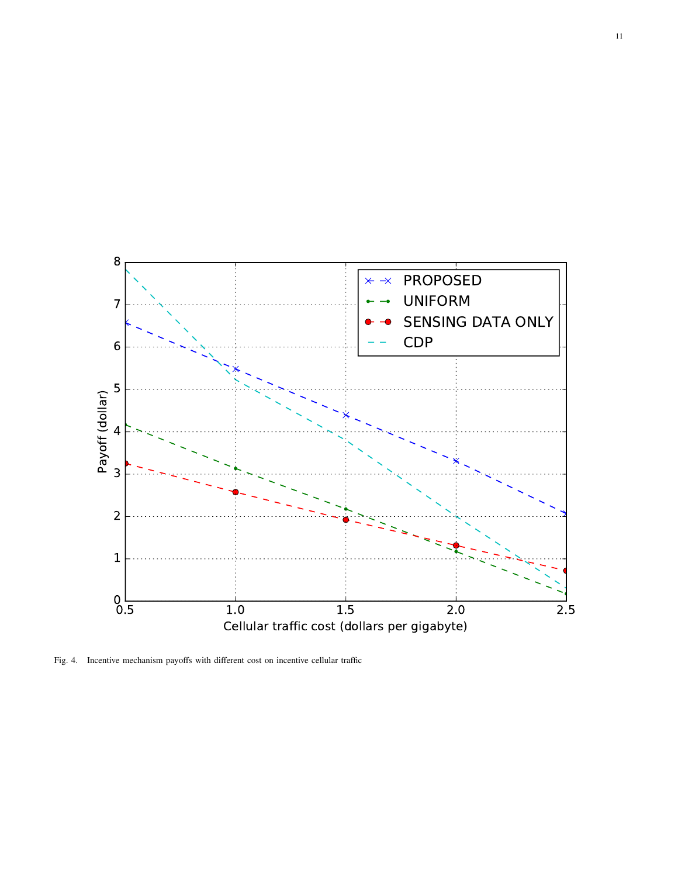Fig. 4. Incentive mechanism payoffs with different cost on incentive cellular traffic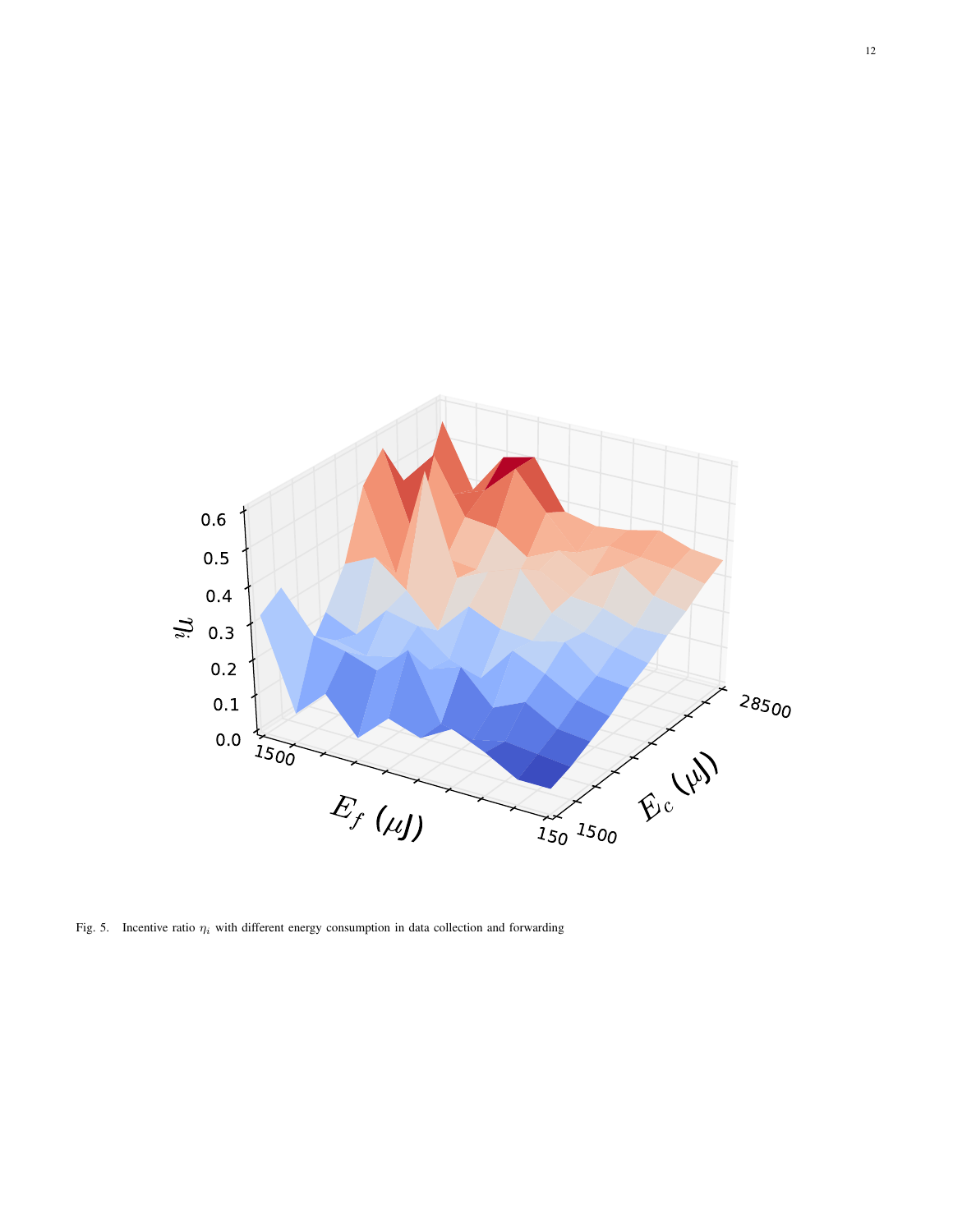0.6
0.5
0.4
0.3
0.2
0.1
0.0

$\eta_i$

1500

$E_f$ ($\mu$J)

150

1500

$E_c$ ($\mu$J)

28500

Fig. 5. Incentive ratio $\eta_i$ with different energy consumption in data collection and forwarding